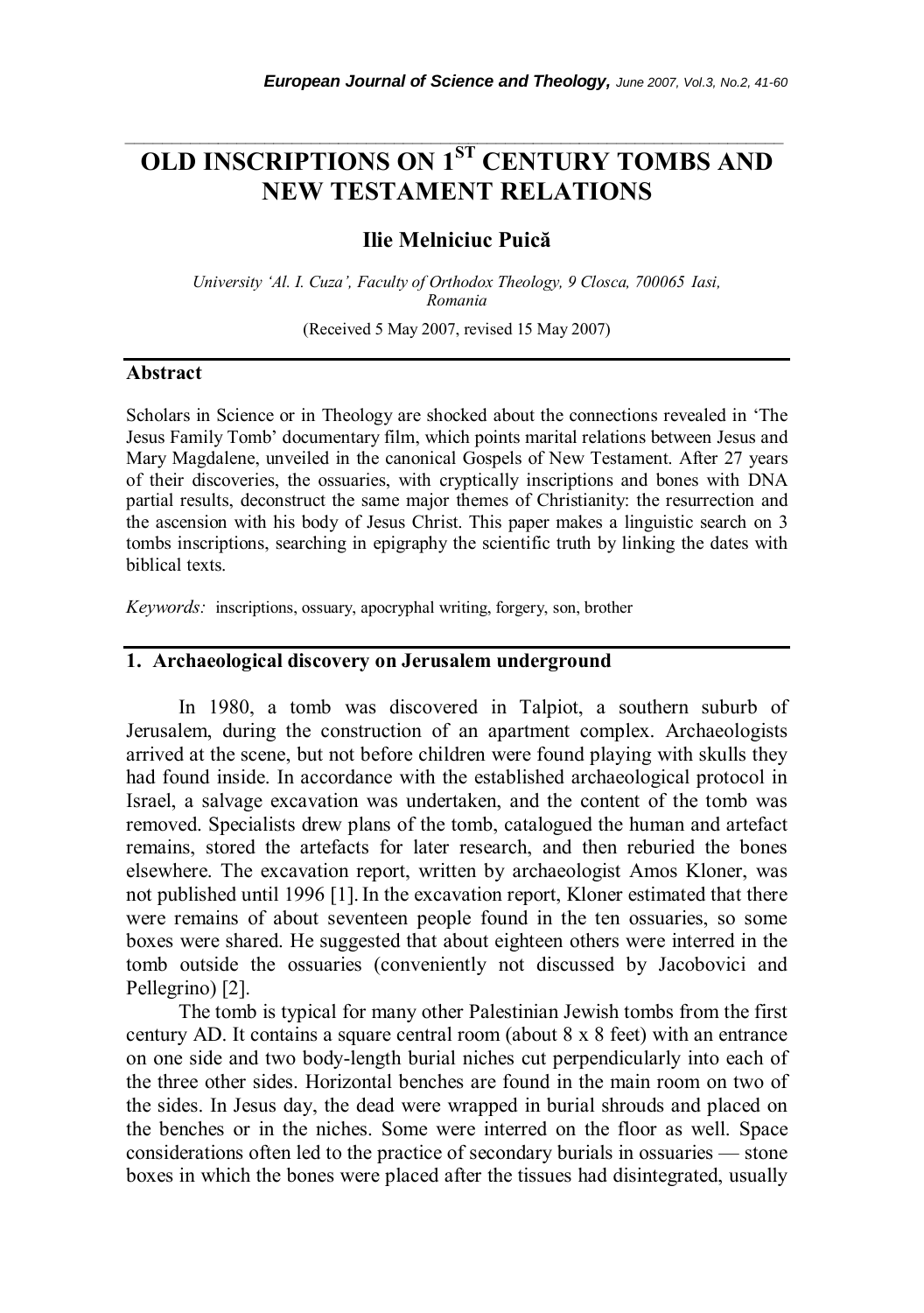# OLD INSCRIPTIONS ON 1ST CENTURY TOMBS AND NEW TESTAMENT RELATIONS

**Ilie Melniciuc Puică**

*University 'Al. I. Cuza', Faculty of Orthodox Theology, 9 Closca, 700065 Iasi, Romania*

(Received 5 May 2007, revised 15 May 2007)

## Abstract

Scholars in Science or in Theology are shocked about the connections revealed in 'The Jesus Family Tomb' documentary film, which points marital relations between Jesus and Mary Magdalene, unveiled in the canonical Gospels of New Testament. After 27 years of their discoveries, the ossuaries, with cryptically inscriptions and bones with DNA partial results, deconstruct the same major themes of Christianity: the resurrection and the ascension with his body of Jesus Christ. This paper makes a linguistic search on 3 tombs inscriptions, searching in epigraphy the scientific truth by linking the dates with biblical texts.

*Keywords:* inscriptions, ossuary, apocryphal writing, forgery, son, brother

## 1. Archaeological discovery on Jerusalem underground

In 1980, a tomb was discovered in Talpiot, a southern suburb of Jerusalem, during the construction of an apartment complex. Archaeologists arrived at the scene, but not before children were found playing with skulls they had found inside. In accordance with the established archaeological protocol in Israel, a salvage excavation was undertaken, and the content of the tomb was removed. Specialists drew plans of the tomb, catalogued the human and artefact remains, stored the artefacts for later research, and then reburied the bones elsewhere. The excavation report, written by archaeologist Amos Kloner, was not published until 1996 [1]. In the excavation report, Kloner estimated that there were remains of about seventeen people found in the ten ossuaries, so some boxes were shared. He suggested that about eighteen others were interred in the tomb outside the ossuaries (conveniently not discussed by Jacobovici and Pellegrino) [2].

The tomb is typical for many other Palestinian Jewish tombs from the first century AD. It contains a square central room (about 8 x 8 feet) with an entrance on one side and two body-length burial niches cut perpendicularly into each of the three other sides. Horizontal benches are found in the main room on two of the sides. In Jesus day, the dead were wrapped in burial shrouds and placed on the benches or in the niches. Some were interred on the floor as well. Space considerations often led to the practice of secondary burials in ossuaries — stone boxes in which the bones were placed after the tissues had disintegrated, usually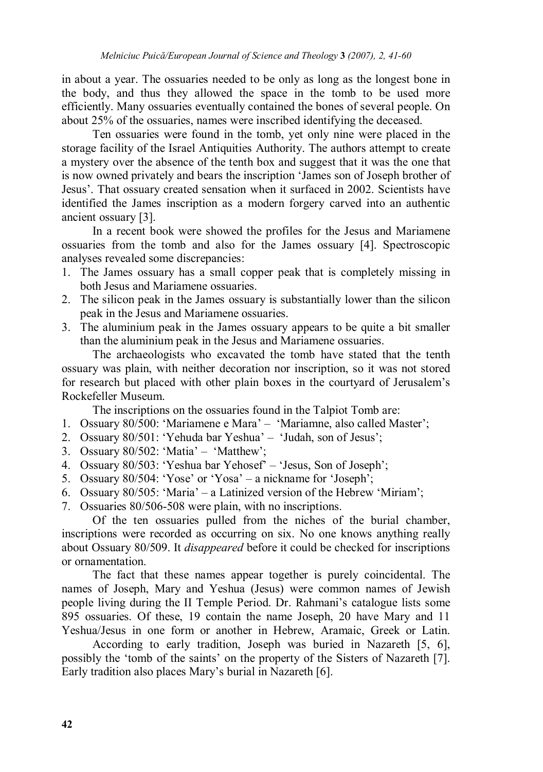in about a year. The ossuaries needed to be only as long as the longest bone in the body, and thus they allowed the space in the tomb to be used more efficiently. Many ossuaries eventually contained the bones of several people. On about 25% of the ossuaries, names were inscribed identifying the deceased.

Ten ossuaries were found in the tomb, yet only nine were placed in the storage facility of the Israel Antiquities Authority. The authors attempt to create a mystery over the absence of the tenth box and suggest that it was the one that is now owned privately and bears the inscription 'James son of Joseph brother of Jesus'. That ossuary created sensation when it surfaced in 2002. Scientists have identified the James inscription as a modern forgery carved into an authentic ancient ossuary [3].

In a recent book were showed the profiles for the Jesus and Mariamene ossuaries from the tomb and also for the James ossuary [4]. Spectroscopic analyses revealed some discrepancies:

1. The James ossuary has a small copper peak that is completely missing in both Jesus and Mariamene ossuaries.
2. The silicon peak in the James ossuary is substantially lower than the silicon peak in the Jesus and Mariamene ossuaries.
3. The aluminium peak in the James ossuary appears to be quite a bit smaller than the aluminium peak in the Jesus and Mariamene ossuaries.

The archaeologists who excavated the tomb have stated that the tenth ossuary was plain, with neither decoration nor inscription, so it was not stored for research but placed with other plain boxes in the courtyard of Jerusalem's Rockefeller Museum.

The inscriptions on the ossuaries found in the Talpiot Tomb are:

1. Ossuary 80/500: 'Mariamene e Mara' – 'Mariamne, also called Master';
2. Ossuary 80/501: 'Yehuda bar Yeshua' – 'Judah, son of Jesus';
3. Ossuary 80/502: 'Matia' – 'Matthew';
4. Ossuary 80/503: 'Yeshua bar Yehosef' – 'Jesus, Son of Joseph';
5. Ossuary 80/504: 'Yose' or 'Yosa' – a nickname for 'Joseph';
6. Ossuary 80/505: 'Maria' – a Latinized version of the Hebrew 'Miriam';
7. Ossuaries 80/506-508 were plain, with no inscriptions.

Of the ten ossuaries pulled from the niches of the burial chamber, inscriptions were recorded as occurring on six. No one knows anything really about Ossuary 80/509. It *disappeared* before it could be checked for inscriptions or ornamentation.

The fact that these names appear together is purely coincidental. The names of Joseph, Mary and Yeshua (Jesus) were common names of Jewish people living during the II Temple Period. Dr. Rahmani's catalogue lists some 895 ossuaries. Of these, 19 contain the name Joseph, 20 have Mary and 11 Yeshua/Jesus in one form or another in Hebrew, Aramaic, Greek or Latin.

According to early tradition, Joseph was buried in Nazareth [5, 6], possibly the 'tomb of the saints' on the property of the Sisters of Nazareth [7]. Early tradition also places Mary's burial in Nazareth [6].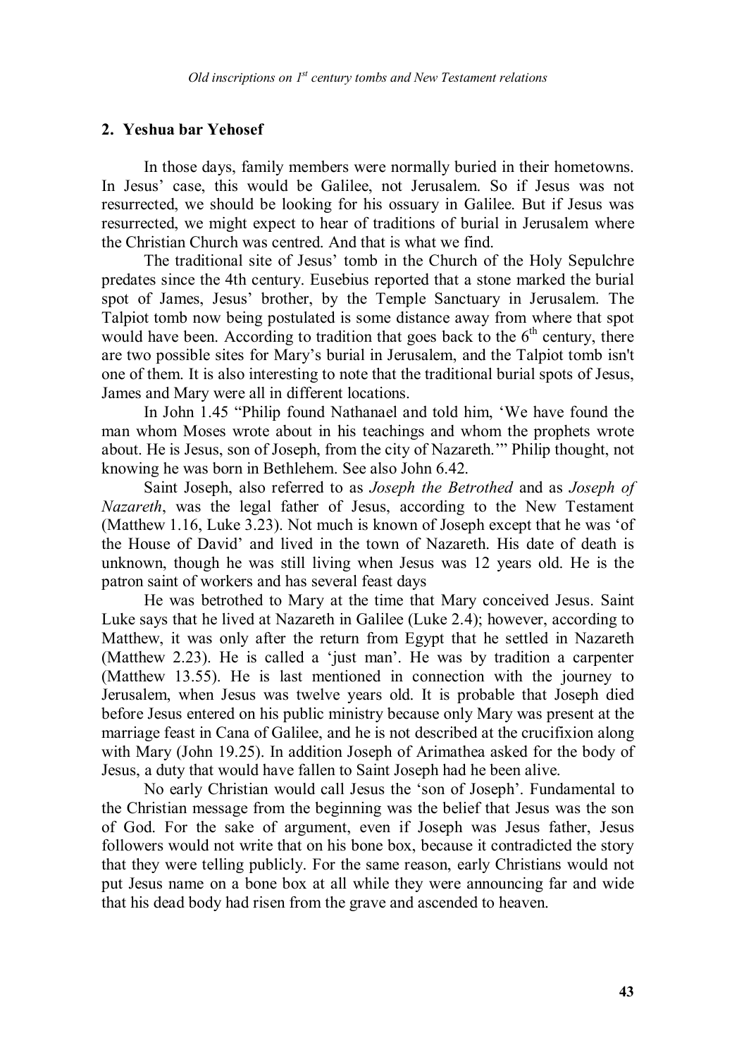## 2. Yeshua bar Yehosef

In those days, family members were normally buried in their hometowns. In Jesus' case, this would be Galilee, not Jerusalem. So if Jesus was not resurrected, we should be looking for his ossuary in Galilee. But if Jesus was resurrected, we might expect to hear of traditions of burial in Jerusalem where the Christian Church was centred. And that is what we find.

The traditional site of Jesus' tomb in the Church of the Holy Sepulchre predates since the 4th century. Eusebius reported that a stone marked the burial spot of James, Jesus' brother, by the Temple Sanctuary in Jerusalem. The Talpiot tomb now being postulated is some distance away from where that spot would have been. According to tradition that goes back to the 6th century, there are two possible sites for Mary's burial in Jerusalem, and the Talpiot tomb isn't one of them. It is also interesting to note that the traditional burial spots of Jesus, James and Mary were all in different locations.

In John 1.45 "Philip found Nathanael and told him, 'We have found the man whom Moses wrote about in his teachings and whom the prophets wrote about. He is Jesus, son of Joseph, from the city of Nazareth.'" Philip thought, not knowing he was born in Bethlehem. See also John 6.42.

Saint Joseph, also referred to as *Joseph the Betrothed* and as *Joseph of Nazareth*, was the legal father of Jesus, according to the New Testament (Matthew 1.16, Luke 3.23). Not much is known of Joseph except that he was 'of the House of David' and lived in the town of Nazareth. His date of death is unknown, though he was still living when Jesus was 12 years old. He is the patron saint of workers and has several feast days

He was betrothed to Mary at the time that Mary conceived Jesus. Saint Luke says that he lived at Nazareth in Galilee (Luke 2.4); however, according to Matthew, it was only after the return from Egypt that he settled in Nazareth (Matthew 2.23). He is called a 'just man'. He was by tradition a carpenter (Matthew 13.55). He is last mentioned in connection with the journey to Jerusalem, when Jesus was twelve years old. It is probable that Joseph died before Jesus entered on his public ministry because only Mary was present at the marriage feast in Cana of Galilee, and he is not described at the crucifixion along with Mary (John 19.25). In addition Joseph of Arimathea asked for the body of Jesus, a duty that would have fallen to Saint Joseph had he been alive.

No early Christian would call Jesus the 'son of Joseph'. Fundamental to the Christian message from the beginning was the belief that Jesus was the son of God. For the sake of argument, even if Joseph was Jesus father, Jesus followers would not write that on his bone box, because it contradicted the story that they were telling publicly. For the same reason, early Christians would not put Jesus name on a bone box at all while they were announcing far and wide that his dead body had risen from the grave and ascended to heaven.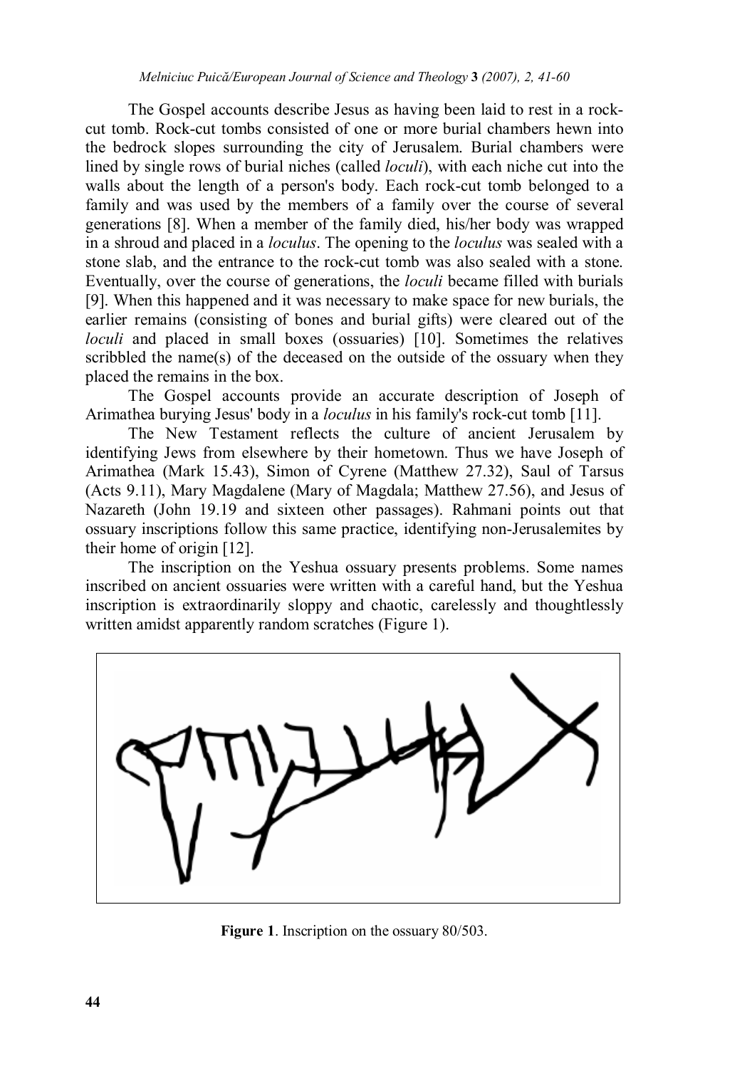The Gospel accounts describe Jesus as having been laid to rest in a rock-cut tomb. Rock-cut tombs consisted of one or more burial chambers hewn into the bedrock slopes surrounding the city of Jerusalem. Burial chambers were lined by single rows of burial niches (called *loculi*), with each niche cut into the walls about the length of a person's body. Each rock-cut tomb belonged to a family and was used by the members of a family over the course of several generations [8]. When a member of the family died, his/her body was wrapped in a shroud and placed in a *loculus*. The opening to the *loculus* was sealed with a stone slab, and the entrance to the rock-cut tomb was also sealed with a stone. Eventually, over the course of generations, the *loculi* became filled with burials [9]. When this happened and it was necessary to make space for new burials, the earlier remains (consisting of bones and burial gifts) were cleared out of the *loculi* and placed in small boxes (ossuaries) [10]. Sometimes the relatives scribbled the name(s) of the deceased on the outside of the ossuary when they placed the remains in the box.

The Gospel accounts provide an accurate description of Joseph of Arimathea burying Jesus' body in a *loculus* in his family's rock-cut tomb [11].

The New Testament reflects the culture of ancient Jerusalem by identifying Jews from elsewhere by their hometown. Thus we have Joseph of Arimathea (Mark 15.43), Simon of Cyrene (Matthew 27.32), Saul of Tarsus (Acts 9.11), Mary Magdalene (Mary of Magdala; Matthew 27.56), and Jesus of Nazareth (John 19.19 and sixteen other passages). Rahmani points out that ossuary inscriptions follow this same practice, identifying non-Jerusalemites by their home of origin [12].

The inscription on the Yeshua ossuary presents problems. Some names inscribed on ancient ossuaries were written with a careful hand, but the Yeshua inscription is extraordinarily sloppy and chaotic, carelessly and thoughtlessly written amidst apparently random scratches (Figure 1).

**Figure 1**. Inscription on the ossuary 80/503.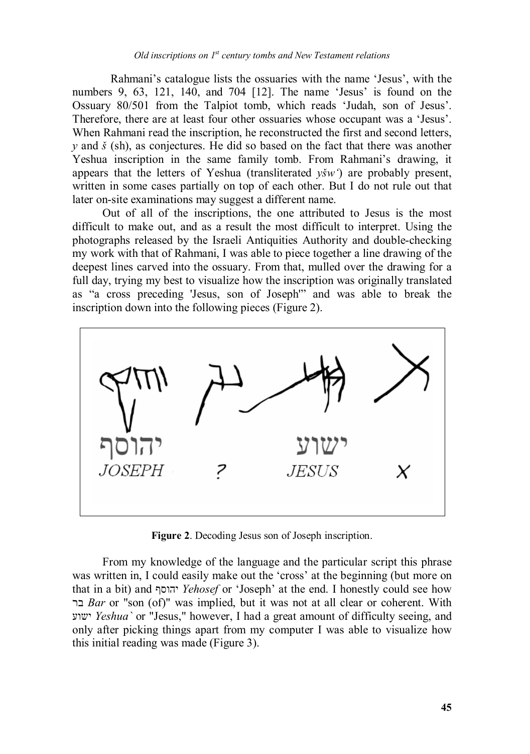Rahmani's catalogue lists the ossuaries with the name 'Jesus', with the numbers 9, 63, 121, 140, and 704 [12]. The name 'Jesus' is found on the Ossuary 80/501 from the Talpiot tomb, which reads 'Judah, son of Jesus'. Therefore, there are at least four other ossuaries whose occupant was a 'Jesus'. When Rahmani read the inscription, he reconstructed the first and second letters, *y* and *š* (sh), as conjectures. He did so based on the fact that there was another Yeshua inscription in the same family tomb. From Rahmani's drawing, it appears that the letters of Yeshua (transliterated *yšw'*) are probably present, written in some cases partially on top of each other. But I do not rule out that later on-site examinations may suggest a different name.

Out of all of the inscriptions, the one attributed to Jesus is the most difficult to make out, and as a result the most difficult to interpret. Using the photographs released by the Israeli Antiquities Authority and double-checking my work with that of Rahmani, I was able to piece together a line drawing of the deepest lines carved into the ossuary. From that, mulled over the drawing for a full day, trying my best to visualize how the inscription was originally translated as "a cross preceding 'Jesus, son of Joseph'" and was able to break the inscription down into the following pieces (Figure 2).

יהוסף JOSEPH ? ישוע JESUS X

**Figure 2**. Decoding Jesus son of Joseph inscription.

From my knowledge of the language and the particular script this phrase was written in, I could easily make out the 'cross' at the beginning (but more on that in a bit) and יהוסף *Yehosef* or 'Joseph' at the end. I honestly could see how בר *Bar* or "son (of)" was implied, but it was not at all clear or coherent. With ישוע *Yeshua`* or "Jesus," however, I had a great amount of difficulty seeing, and only after picking things apart from my computer I was able to visualize how this initial reading was made (Figure 3).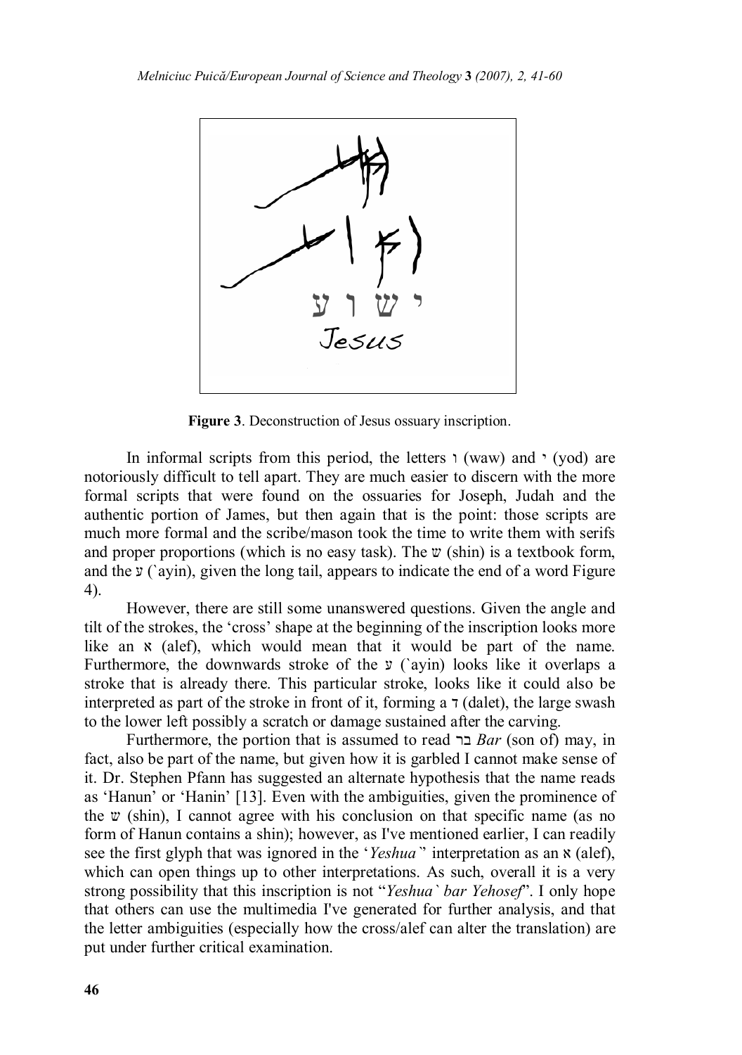Figure 3. Deconstruction of Jesus ossuary inscription.

In informal scripts from this period, the letters ו (waw) and י (yod) are notoriously difficult to tell apart. They are much easier to discern with the more formal scripts that were found on the ossuaries for Joseph, Judah and the authentic portion of James, but then again that is the point: those scripts are much more formal and the scribe/mason took the time to write them with serifs and proper proportions (which is no easy task). The ש (shin) is a textbook form, and the ע (`ayin), given the long tail, appears to indicate the end of a word Figure 4).

However, there are still some unanswered questions. Given the angle and tilt of the strokes, the 'cross' shape at the beginning of the inscription looks more like an א (alef), which would mean that it would be part of the name. Furthermore, the downwards stroke of the ע (`ayin) looks like it overlaps a stroke that is already there. This particular stroke, looks like it could also be interpreted as part of the stroke in front of it, forming a ד (dalet), the large swash to the lower left possibly a scratch or damage sustained after the carving.

Furthermore, the portion that is assumed to read בר *Bar* (son of) may, in fact, also be part of the name, but given how it is garbled I cannot make sense of it. Dr. Stephen Pfann has suggested an alternate hypothesis that the name reads as 'Hanun' or 'Hanin' [13]. Even with the ambiguities, given the prominence of the ש (shin), I cannot agree with his conclusion on that specific name (as no form of Hanun contains a shin); however, as I've mentioned earlier, I can readily see the first glyph that was ignored in the '*Yeshua*`' interpretation as an א (alef), which can open things up to other interpretations. As such, overall it is a very strong possibility that this inscription is not "*Yeshua` bar Yehosef*". I only hope that others can use the multimedia I've generated for further analysis, and that the letter ambiguities (especially how the cross/alef can alter the translation) are put under further critical examination.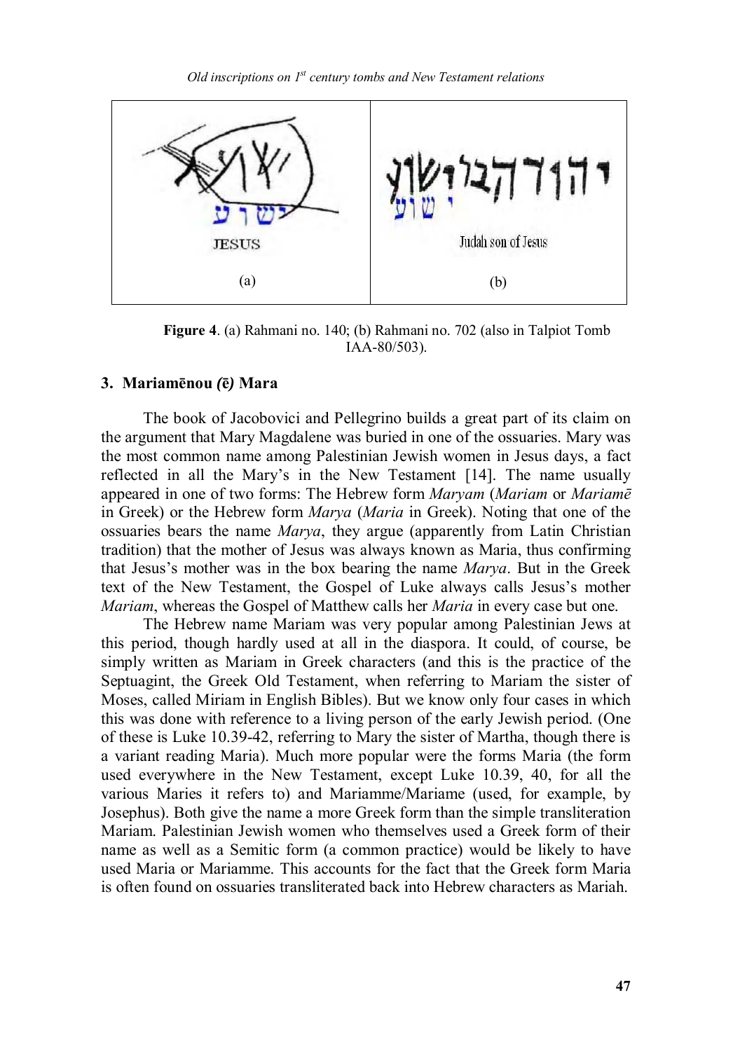| | |
|---|---|
| ישוע<br>JESUS<br>(a) | יהודה בר ישוע<br>Judah son of Jesus<br>(b) |

**Figure 4**. (a) Rahmani no. 140; (b) Rahmani no. 702 (also in Talpiot Tomb IAA-80/503).

### 3. Mariamēnou (ē) Mara

The book of Jacobovici and Pellegrino builds a great part of its claim on the argument that Mary Magdalene was buried in one of the ossuaries. Mary was the most common name among Palestinian Jewish women in Jesus days, a fact reflected in all the Mary's in the New Testament [14]. The name usually appeared in one of two forms: The Hebrew form *Maryam* (*Mariam* or *Mariamē* in Greek) or the Hebrew form *Marya* (*Maria* in Greek). Noting that one of the ossuaries bears the name *Marya*, they argue (apparently from Latin Christian tradition) that the mother of Jesus was always known as Maria, thus confirming that Jesus's mother was in the box bearing the name *Marya*. But in the Greek text of the New Testament, the Gospel of Luke always calls Jesus's mother *Mariam*, whereas the Gospel of Matthew calls her *Maria* in every case but one.

The Hebrew name Mariam was very popular among Palestinian Jews at this period, though hardly used at all in the diaspora. It could, of course, be simply written as Mariam in Greek characters (and this is the practice of the Septuagint, the Greek Old Testament, when referring to Mariam the sister of Moses, called Miriam in English Bibles). But we know only four cases in which this was done with reference to a living person of the early Jewish period. (One of these is Luke 10.39-42, referring to Mary the sister of Martha, though there is a variant reading Maria). Much more popular were the forms Maria (the form used everywhere in the New Testament, except Luke 10.39, 40, for all the various Maries it refers to) and Mariamme/Mariame (used, for example, by Josephus). Both give the name a more Greek form than the simple transliteration Mariam. Palestinian Jewish women who themselves used a Greek form of their name as well as a Semitic form (a common practice) would be likely to have used Maria or Mariamme. This accounts for the fact that the Greek form Maria is often found on ossuaries transliterated back into Hebrew characters as Mariah.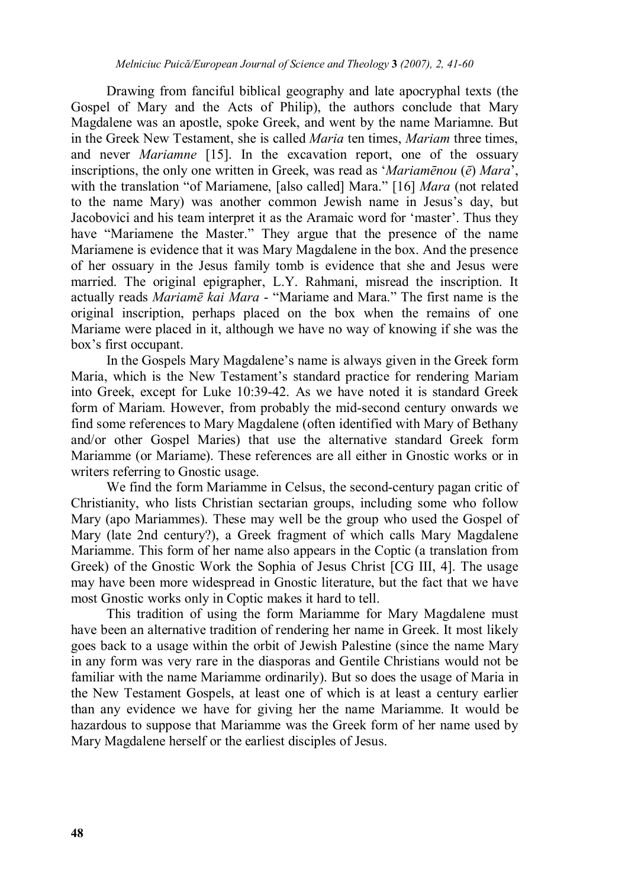Drawing from fanciful biblical geography and late apocryphal texts (the Gospel of Mary and the Acts of Philip), the authors conclude that Mary Magdalene was an apostle, spoke Greek, and went by the name Mariamne. But in the Greek New Testament, she is called *Maria* ten times, *Mariam* three times, and never *Mariamne* [15]. In the excavation report, one of the ossuary inscriptions, the only one written in Greek, was read as '*Mariamēnou* (*ē*) *Mara*', with the translation "of Mariamene, [also called] Mara." [16] *Mara* (not related to the name Mary) was another common Jewish name in Jesus's day, but Jacobovici and his team interpret it as the Aramaic word for 'master'. Thus they have "Mariamene the Master." They argue that the presence of the name Mariamene is evidence that it was Mary Magdalene in the box. And the presence of her ossuary in the Jesus family tomb is evidence that she and Jesus were married. The original epigrapher, L.Y. Rahmani, misread the inscription. It actually reads *Mariamē kai Mara* - "Mariame and Mara." The first name is the original inscription, perhaps placed on the box when the remains of one Mariame were placed in it, although we have no way of knowing if she was the box's first occupant.

In the Gospels Mary Magdalene's name is always given in the Greek form Maria, which is the New Testament's standard practice for rendering Mariam into Greek, except for Luke 10:39-42. As we have noted it is standard Greek form of Mariam. However, from probably the mid-second century onwards we find some references to Mary Magdalene (often identified with Mary of Bethany and/or other Gospel Maries) that use the alternative standard Greek form Mariamme (or Mariame). These references are all either in Gnostic works or in writers referring to Gnostic usage.

We find the form Mariamme in Celsus, the second-century pagan critic of Christianity, who lists Christian sectarian groups, including some who follow Mary (apo Mariammes). These may well be the group who used the Gospel of Mary (late 2nd century?), a Greek fragment of which calls Mary Magdalene Mariamme. This form of her name also appears in the Coptic (a translation from Greek) of the Gnostic Work the Sophia of Jesus Christ [CG III, 4]. The usage may have been more widespread in Gnostic literature, but the fact that we have most Gnostic works only in Coptic makes it hard to tell.

This tradition of using the form Mariamme for Mary Magdalene must have been an alternative tradition of rendering her name in Greek. It most likely goes back to a usage within the orbit of Jewish Palestine (since the name Mary in any form was very rare in the diasporas and Gentile Christians would not be familiar with the name Mariamme ordinarily). But so does the usage of Maria in the New Testament Gospels, at least one of which is at least a century earlier than any evidence we have for giving her the name Mariamme. It would be hazardous to suppose that Mariamme was the Greek form of her name used by Mary Magdalene herself or the earliest disciples of Jesus.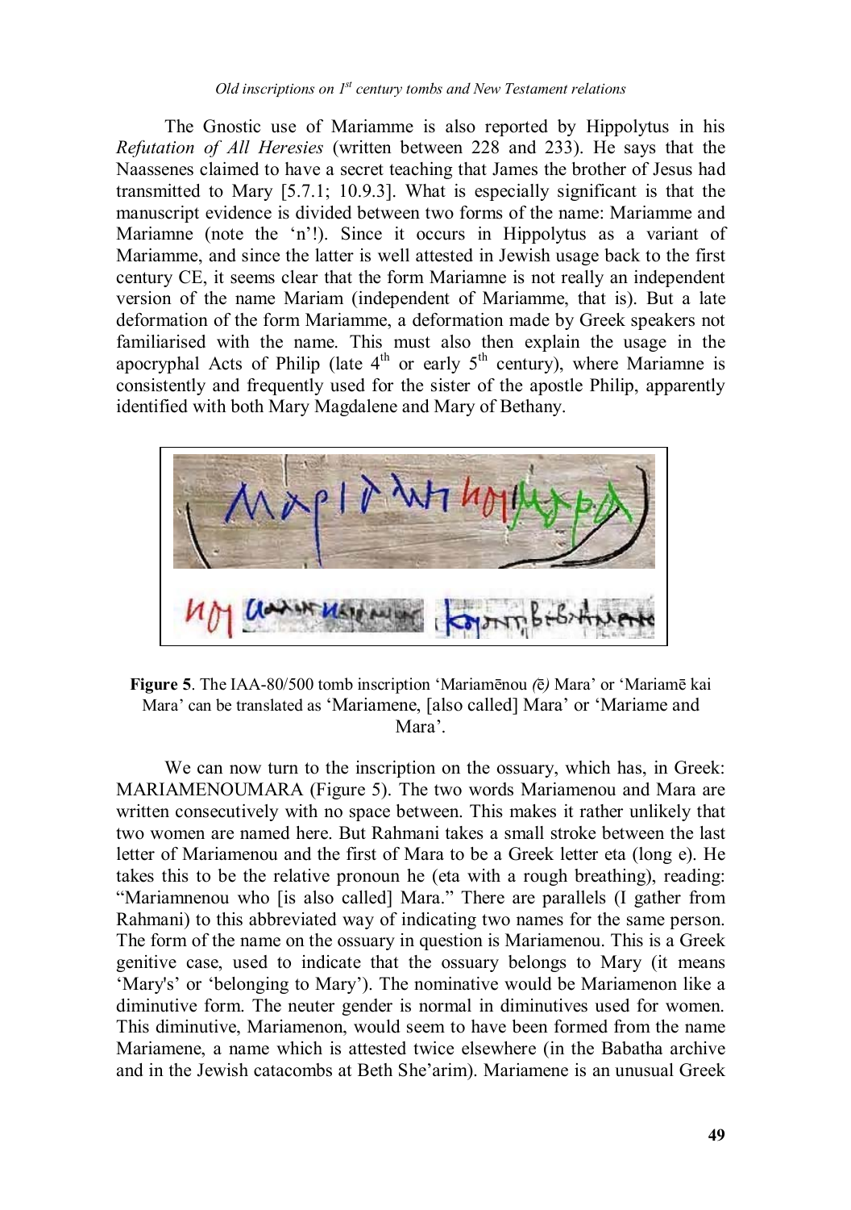The Gnostic use of Mariamme is also reported by Hippolytus in his *Refutation of All Heresies* (written between 228 and 233). He says that the Naassenes claimed to have a secret teaching that James the brother of Jesus had transmitted to Mary [5.7.1; 10.9.3]. What is especially significant is that the manuscript evidence is divided between two forms of the name: Mariamme and Mariamne (note the 'n'!). Since it occurs in Hippolytus as a variant of Mariamme, and since the latter is well attested in Jewish usage back to the first century CE, it seems clear that the form Mariamne is not really an independent version of the name Mariam (independent of Mariamme, that is). But a late deformation of the form Mariamme, a deformation made by Greek speakers not familiarised with the name. This must also then explain the usage in the apocryphal Acts of Philip (late 4th or early 5th century), where Mariamne is consistently and frequently used for the sister of the apostle Philip, apparently identified with both Mary Magdalene and Mary of Bethany.

**Figure 5**. The IAA-80/500 tomb inscription 'Mariamēnou *(*ē*)* Mara' or 'Mariamē kai Mara' can be translated as 'Mariamene, [also called] Mara' or 'Mariame and Mara'.

We can now turn to the inscription on the ossuary, which has, in Greek: MARIAMENOUMARA (Figure 5). The two words Mariamenou and Mara are written consecutively with no space between. This makes it rather unlikely that two women are named here. But Rahmani takes a small stroke between the last letter of Mariamenou and the first of Mara to be a Greek letter eta (long e). He takes this to be the relative pronoun he (eta with a rough breathing), reading: "Mariamnenou who [is also called] Mara." There are parallels (I gather from Rahmani) to this abbreviated way of indicating two names for the same person. The form of the name on the ossuary in question is Mariamenou. This is a Greek genitive case, used to indicate that the ossuary belongs to Mary (it means 'Mary's' or 'belonging to Mary'). The nominative would be Mariamenon like a diminutive form. The neuter gender is normal in diminutives used for women. This diminutive, Mariamenon, would seem to have been formed from the name Mariamene, a name which is attested twice elsewhere (in the Babatha archive and in the Jewish catacombs at Beth She'arim). Mariamene is an unusual Greek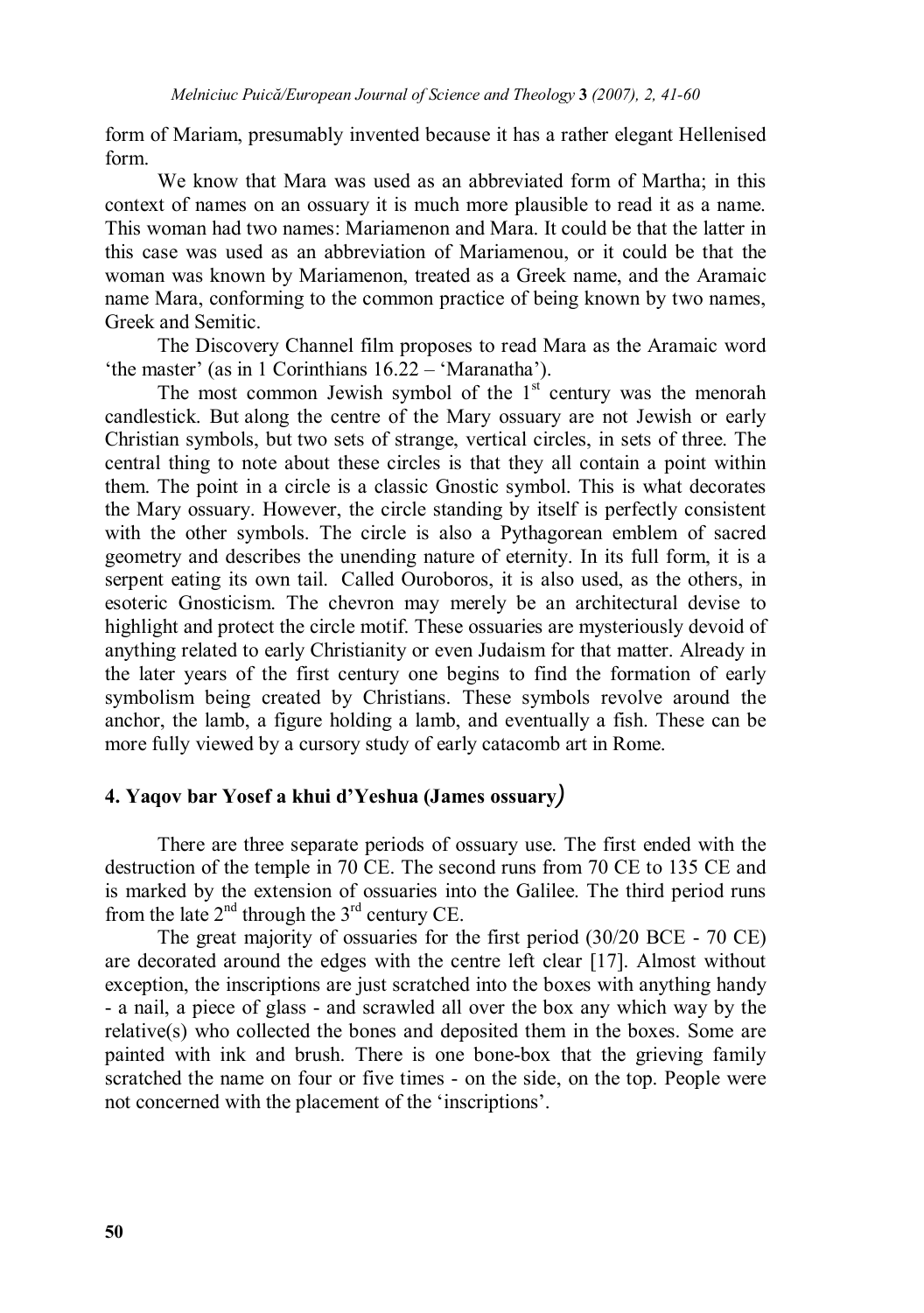form of Mariam, presumably invented because it has a rather elegant Hellenised form.

We know that Mara was used as an abbreviated form of Martha; in this context of names on an ossuary it is much more plausible to read it as a name. This woman had two names: Mariamenon and Mara. It could be that the latter in this case was used as an abbreviation of Mariamenou, or it could be that the woman was known by Mariamenon, treated as a Greek name, and the Aramaic name Mara, conforming to the common practice of being known by two names, Greek and Semitic.

The Discovery Channel film proposes to read Mara as the Aramaic word 'the master' (as in 1 Corinthians 16.22 – 'Maranatha').

The most common Jewish symbol of the 1st century was the menorah candlestick. But along the centre of the Mary ossuary are not Jewish or early Christian symbols, but two sets of strange, vertical circles, in sets of three. The central thing to note about these circles is that they all contain a point within them. The point in a circle is a classic Gnostic symbol. This is what decorates the Mary ossuary. However, the circle standing by itself is perfectly consistent with the other symbols. The circle is also a Pythagorean emblem of sacred geometry and describes the unending nature of eternity. In its full form, it is a serpent eating its own tail. Called Ouroboros, it is also used, as the others, in esoteric Gnosticism. The chevron may merely be an architectural devise to highlight and protect the circle motif. These ossuaries are mysteriously devoid of anything related to early Christianity or even Judaism for that matter. Already in the later years of the first century one begins to find the formation of early symbolism being created by Christians. These symbols revolve around the anchor, the lamb, a figure holding a lamb, and eventually a fish. These can be more fully viewed by a cursory study of early catacomb art in Rome.

## 4. Yaqov bar Yosef a khui d'Yeshua (James ossuary)

There are three separate periods of ossuary use. The first ended with the destruction of the temple in 70 CE. The second runs from 70 CE to 135 CE and is marked by the extension of ossuaries into the Galilee. The third period runs from the late 2nd through the 3rd century CE.

The great majority of ossuaries for the first period (30/20 BCE - 70 CE) are decorated around the edges with the centre left clear [17]. Almost without exception, the inscriptions are just scratched into the boxes with anything handy - a nail, a piece of glass - and scrawled all over the box any which way by the relative(s) who collected the bones and deposited them in the boxes. Some are painted with ink and brush. There is one bone-box that the grieving family scratched the name on four or five times - on the side, on the top. People were not concerned with the placement of the 'inscriptions'.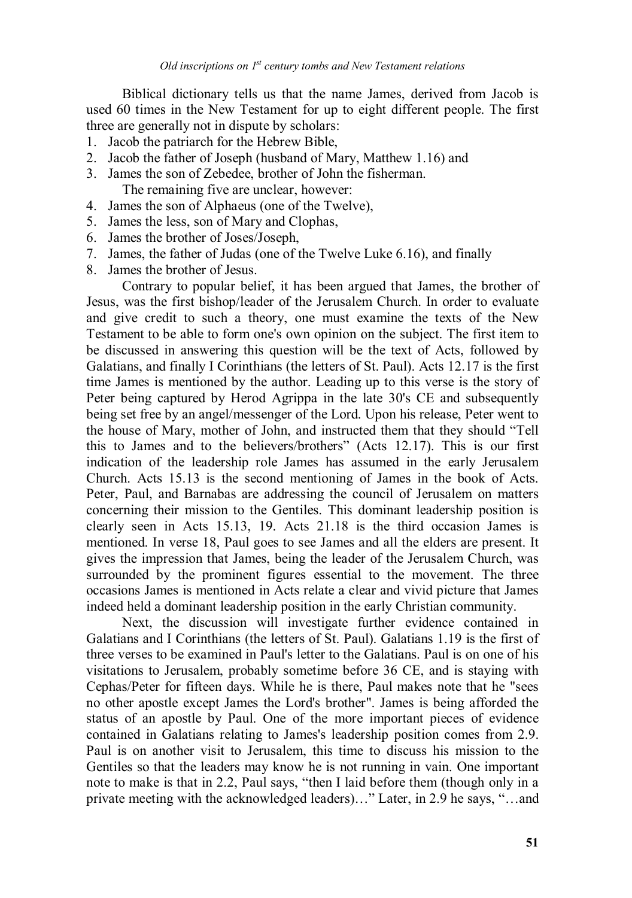Biblical dictionary tells us that the name James, derived from Jacob is used 60 times in the New Testament for up to eight different people. The first three are generally not in dispute by scholars:

1. Jacob the patriarch for the Hebrew Bible,
2. Jacob the father of Joseph (husband of Mary, Matthew 1.16) and
3. James the son of Zebedee, brother of John the fisherman.

   The remaining five are unclear, however:

4. James the son of Alphaeus (one of the Twelve),
5. James the less, son of Mary and Clophas,
6. James the brother of Joses/Joseph,
7. James, the father of Judas (one of the Twelve Luke 6.16), and finally
8. James the brother of Jesus.

Contrary to popular belief, it has been argued that James, the brother of Jesus, was the first bishop/leader of the Jerusalem Church. In order to evaluate and give credit to such a theory, one must examine the texts of the New Testament to be able to form one's own opinion on the subject. The first item to be discussed in answering this question will be the text of Acts, followed by Galatians, and finally I Corinthians (the letters of St. Paul). Acts 12.17 is the first time James is mentioned by the author. Leading up to this verse is the story of Peter being captured by Herod Agrippa in the late 30's CE and subsequently being set free by an angel/messenger of the Lord. Upon his release, Peter went to the house of Mary, mother of John, and instructed them that they should "Tell this to James and to the believers/brothers" (Acts 12.17). This is our first indication of the leadership role James has assumed in the early Jerusalem Church. Acts 15.13 is the second mentioning of James in the book of Acts. Peter, Paul, and Barnabas are addressing the council of Jerusalem on matters concerning their mission to the Gentiles. This dominant leadership position is clearly seen in Acts 15.13, 19. Acts 21.18 is the third occasion James is mentioned. In verse 18, Paul goes to see James and all the elders are present. It gives the impression that James, being the leader of the Jerusalem Church, was surrounded by the prominent figures essential to the movement. The three occasions James is mentioned in Acts relate a clear and vivid picture that James indeed held a dominant leadership position in the early Christian community.

Next, the discussion will investigate further evidence contained in Galatians and I Corinthians (the letters of St. Paul). Galatians 1.19 is the first of three verses to be examined in Paul's letter to the Galatians. Paul is on one of his visitations to Jerusalem, probably sometime before 36 CE, and is staying with Cephas/Peter for fifteen days. While he is there, Paul makes note that he "sees no other apostle except James the Lord's brother". James is being afforded the status of an apostle by Paul. One of the more important pieces of evidence contained in Galatians relating to James's leadership position comes from 2.9. Paul is on another visit to Jerusalem, this time to discuss his mission to the Gentiles so that the leaders may know he is not running in vain. One important note to make is that in 2.2, Paul says, "then I laid before them (though only in a private meeting with the acknowledged leaders)…" Later, in 2.9 he says, "…and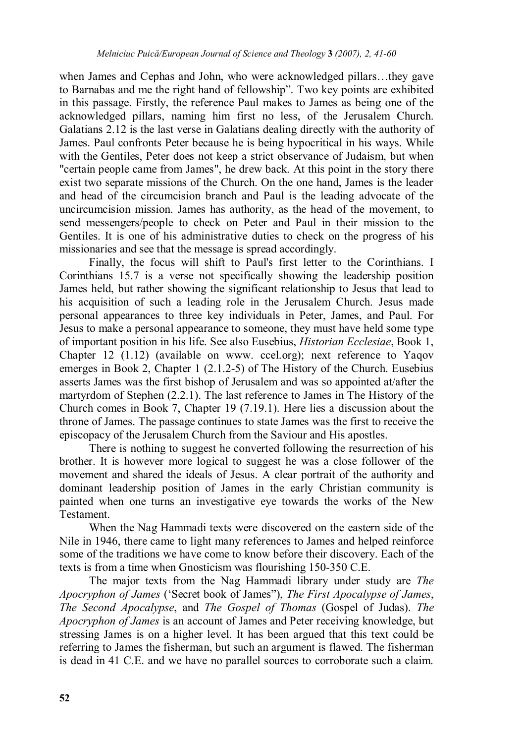when James and Cephas and John, who were acknowledged pillars…they gave to Barnabas and me the right hand of fellowship". Two key points are exhibited in this passage. Firstly, the reference Paul makes to James as being one of the acknowledged pillars, naming him first no less, of the Jerusalem Church. Galatians 2.12 is the last verse in Galatians dealing directly with the authority of James. Paul confronts Peter because he is being hypocritical in his ways. While with the Gentiles, Peter does not keep a strict observance of Judaism, but when "certain people came from James", he drew back. At this point in the story there exist two separate missions of the Church. On the one hand, James is the leader and head of the circumcision branch and Paul is the leading advocate of the uncircumcision mission. James has authority, as the head of the movement, to send messengers/people to check on Peter and Paul in their mission to the Gentiles. It is one of his administrative duties to check on the progress of his missionaries and see that the message is spread accordingly.

Finally, the focus will shift to Paul's first letter to the Corinthians. I Corinthians 15.7 is a verse not specifically showing the leadership position James held, but rather showing the significant relationship to Jesus that lead to his acquisition of such a leading role in the Jerusalem Church. Jesus made personal appearances to three key individuals in Peter, James, and Paul. For Jesus to make a personal appearance to someone, they must have held some type of important position in his life. See also Eusebius, *Historian Ecclesiae*, Book 1, Chapter 12 (1.12) (available on www. ccel.org); next reference to Yaqov emerges in Book 2, Chapter 1 (2.1.2-5) of The History of the Church. Eusebius asserts James was the first bishop of Jerusalem and was so appointed at/after the martyrdom of Stephen (2.2.1). The last reference to James in The History of the Church comes in Book 7, Chapter 19 (7.19.1). Here lies a discussion about the throne of James. The passage continues to state James was the first to receive the episcopacy of the Jerusalem Church from the Saviour and His apostles.

There is nothing to suggest he converted following the resurrection of his brother. It is however more logical to suggest he was a close follower of the movement and shared the ideals of Jesus. A clear portrait of the authority and dominant leadership position of James in the early Christian community is painted when one turns an investigative eye towards the works of the New Testament.

When the Nag Hammadi texts were discovered on the eastern side of the Nile in 1946, there came to light many references to James and helped reinforce some of the traditions we have come to know before their discovery. Each of the texts is from a time when Gnosticism was flourishing 150-350 C.E.

The major texts from the Nag Hammadi library under study are *The Apocryphon of James* ('Secret book of James"), *The First Apocalypse of James*, *The Second Apocalypse*, and *The Gospel of Thomas* (Gospel of Judas). *The Apocryphon of James* is an account of James and Peter receiving knowledge, but stressing James is on a higher level. It has been argued that this text could be referring to James the fisherman, but such an argument is flawed. The fisherman is dead in 41 C.E. and we have no parallel sources to corroborate such a claim.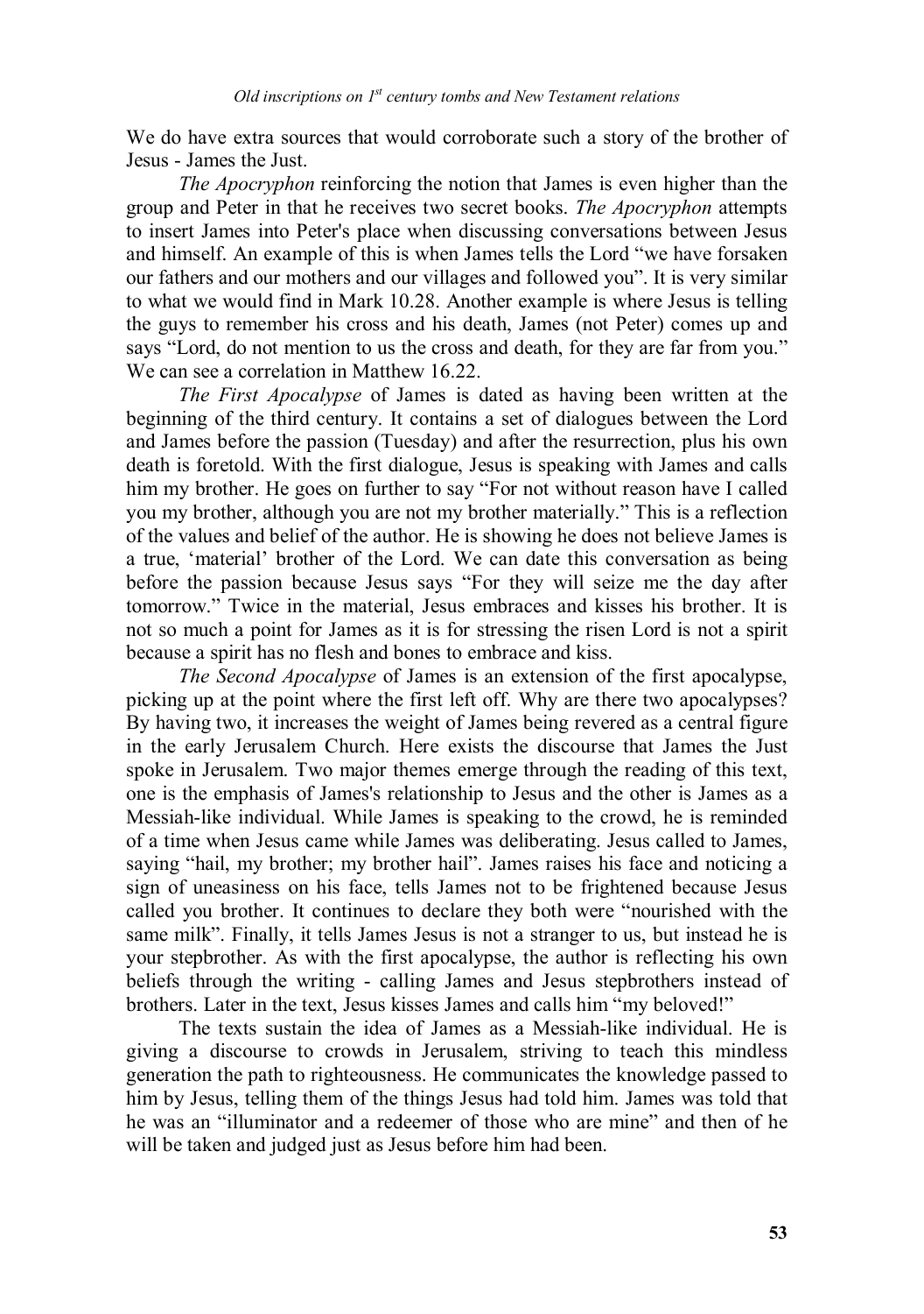We do have extra sources that would corroborate such a story of the brother of Jesus - James the Just.

*The Apocryphon* reinforcing the notion that James is even higher than the group and Peter in that he receives two secret books. *The Apocryphon* attempts to insert James into Peter's place when discussing conversations between Jesus and himself. An example of this is when James tells the Lord "we have forsaken our fathers and our mothers and our villages and followed you". It is very similar to what we would find in Mark 10.28. Another example is where Jesus is telling the guys to remember his cross and his death, James (not Peter) comes up and says "Lord, do not mention to us the cross and death, for they are far from you." We can see a correlation in Matthew 16.22.

*The First Apocalypse* of James is dated as having been written at the beginning of the third century. It contains a set of dialogues between the Lord and James before the passion (Tuesday) and after the resurrection, plus his own death is foretold. With the first dialogue, Jesus is speaking with James and calls him my brother. He goes on further to say "For not without reason have I called you my brother, although you are not my brother materially." This is a reflection of the values and belief of the author. He is showing he does not believe James is a true, 'material' brother of the Lord. We can date this conversation as being before the passion because Jesus says "For they will seize me the day after tomorrow." Twice in the material, Jesus embraces and kisses his brother. It is not so much a point for James as it is for stressing the risen Lord is not a spirit because a spirit has no flesh and bones to embrace and kiss.

*The Second Apocalypse* of James is an extension of the first apocalypse, picking up at the point where the first left off. Why are there two apocalypses? By having two, it increases the weight of James being revered as a central figure in the early Jerusalem Church. Here exists the discourse that James the Just spoke in Jerusalem. Two major themes emerge through the reading of this text, one is the emphasis of James's relationship to Jesus and the other is James as a Messiah-like individual. While James is speaking to the crowd, he is reminded of a time when Jesus came while James was deliberating. Jesus called to James, saying "hail, my brother; my brother hail". James raises his face and noticing a sign of uneasiness on his face, tells James not to be frightened because Jesus called you brother. It continues to declare they both were "nourished with the same milk". Finally, it tells James Jesus is not a stranger to us, but instead he is your stepbrother. As with the first apocalypse, the author is reflecting his own beliefs through the writing - calling James and Jesus stepbrothers instead of brothers. Later in the text, Jesus kisses James and calls him "my beloved!"

The texts sustain the idea of James as a Messiah-like individual. He is giving a discourse to crowds in Jerusalem, striving to teach this mindless generation the path to righteousness. He communicates the knowledge passed to him by Jesus, telling them of the things Jesus had told him. James was told that he was an "illuminator and a redeemer of those who are mine" and then of he will be taken and judged just as Jesus before him had been.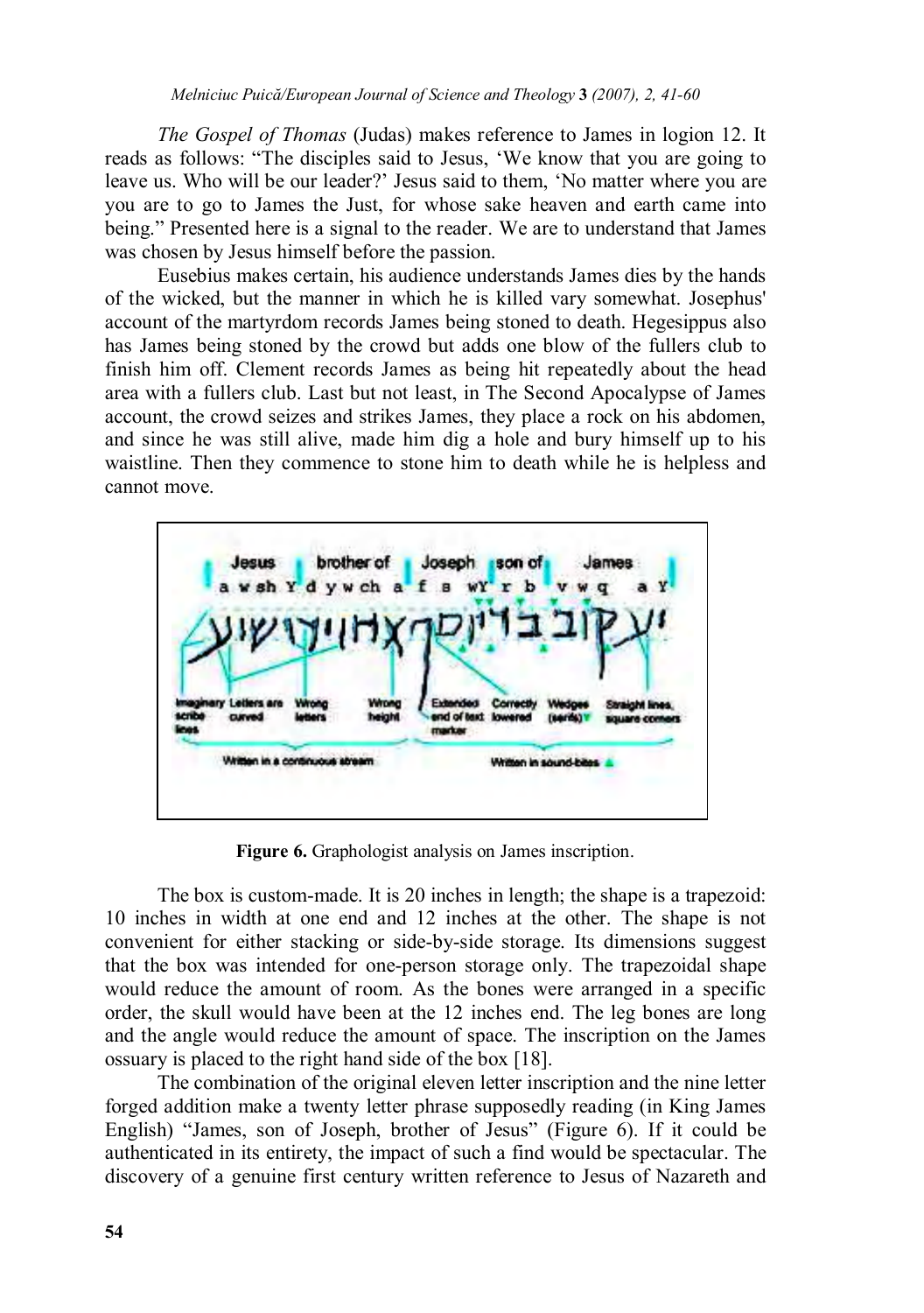*The Gospel of Thomas* (Judas) makes reference to James in logion 12. It reads as follows: "The disciples said to Jesus, 'We know that you are going to leave us. Who will be our leader?' Jesus said to them, 'No matter where you are you are to go to James the Just, for whose sake heaven and earth came into being." Presented here is a signal to the reader. We are to understand that James was chosen by Jesus himself before the passion.

Eusebius makes certain, his audience understands James dies by the hands of the wicked, but the manner in which he is killed vary somewhat. Josephus' account of the martyrdom records James being stoned to death. Hegesippus also has James being stoned by the crowd but adds one blow of the fullers club to finish him off. Clement records James as being hit repeatedly about the head area with a fullers club. Last but not least, in The Second Apocalypse of James account, the crowd seizes and strikes James, they place a rock on his abdomen, and since he was still alive, made him dig a hole and bury himself up to his waistline. Then they commence to stone him to death while he is helpless and cannot move.

**Figure 6.** Graphologist analysis on James inscription.

The box is custom-made. It is 20 inches in length; the shape is a trapezoid: 10 inches in width at one end and 12 inches at the other. The shape is not convenient for either stacking or side-by-side storage. Its dimensions suggest that the box was intended for one-person storage only. The trapezoidal shape would reduce the amount of room. As the bones were arranged in a specific order, the skull would have been at the 12 inches end. The leg bones are long and the angle would reduce the amount of space. The inscription on the James ossuary is placed to the right hand side of the box [18].

The combination of the original eleven letter inscription and the nine letter forged addition make a twenty letter phrase supposedly reading (in King James English) "James, son of Joseph, brother of Jesus" (Figure 6). If it could be authenticated in its entirety, the impact of such a find would be spectacular. The discovery of a genuine first century written reference to Jesus of Nazareth and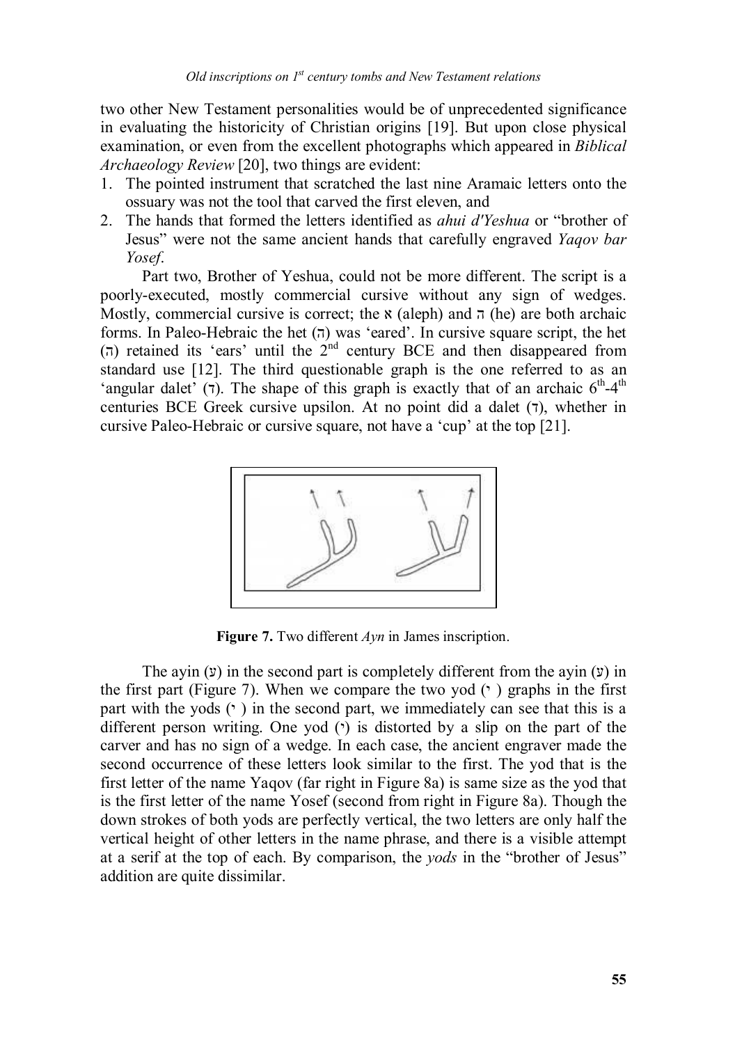two other New Testament personalities would be of unprecedented significance in evaluating the historicity of Christian origins [19]. But upon close physical examination, or even from the excellent photographs which appeared in *Biblical Archaeology Review* [20], two things are evident:

1. The pointed instrument that scratched the last nine Aramaic letters onto the ossuary was not the tool that carved the first eleven, and
2. The hands that formed the letters identified as *ahui d'Yeshua* or "brother of Jesus" were not the same ancient hands that carefully engraved *Yaqov bar Yosef*.

Part two, Brother of Yeshua, could not be more different. The script is a poorly-executed, mostly commercial cursive without any sign of wedges. Mostly, commercial cursive is correct; the א (aleph) and ה (he) are both archaic forms. In Paleo-Hebraic the het (ח) was 'eared'. In cursive square script, the het (ח) retained its 'ears' until the 2nd century BCE and then disappeared from standard use [12]. The third questionable graph is the one referred to as an 'angular dalet' (ד). The shape of this graph is exactly that of an archaic 6th-4th centuries BCE Greek cursive upsilon. At no point did a dalet (ד), whether in cursive Paleo-Hebraic or cursive square, not have a 'cup' at the top [21].

**Figure 7.** Two different *Ayn* in James inscription.

The ayin (ע) in the second part is completely different from the ayin (ע) in the first part (Figure 7). When we compare the two yod (י) graphs in the first part with the yods (י) in the second part, we immediately can see that this is a different person writing. One yod (י) is distorted by a slip on the part of the carver and has no sign of a wedge. In each case, the ancient engraver made the second occurrence of these letters look similar to the first. The yod that is the first letter of the name Yaqov (far right in Figure 8a) is same size as the yod that is the first letter of the name Yosef (second from right in Figure 8a). Though the down strokes of both yods are perfectly vertical, the two letters are only half the vertical height of other letters in the name phrase, and there is a visible attempt at a serif at the top of each. By comparison, the *yods* in the "brother of Jesus" addition are quite dissimilar.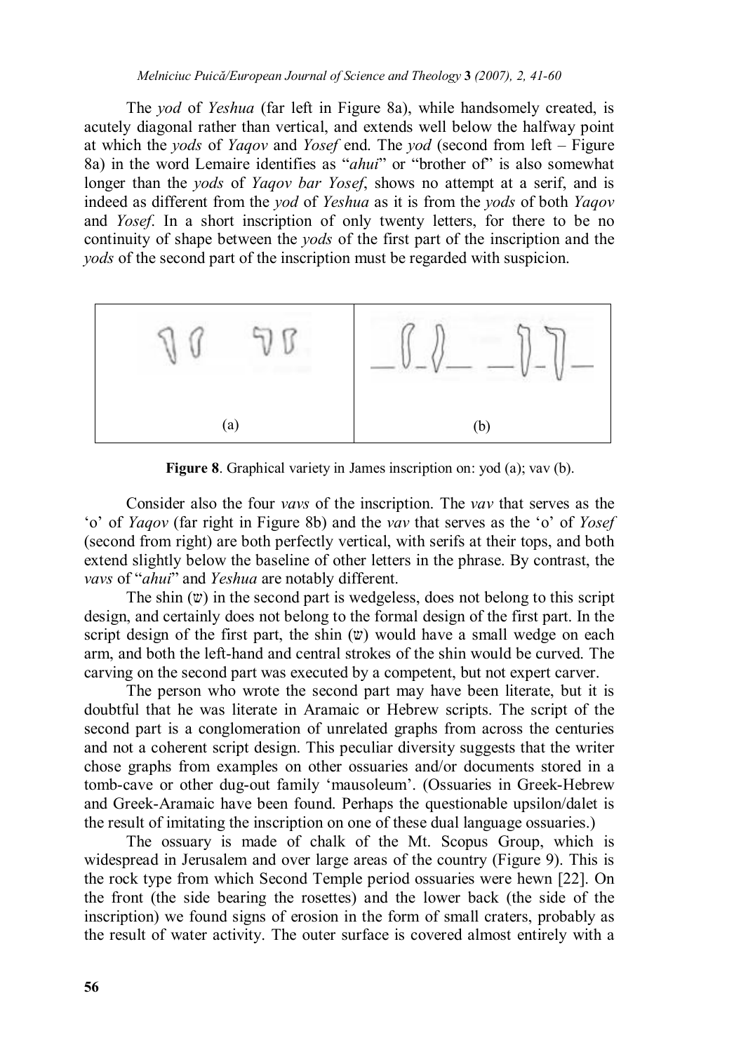The *yod* of *Yeshua* (far left in Figure 8a), while handsomely created, is acutely diagonal rather than vertical, and extends well below the halfway point at which the *yods* of *Yaqov* and *Yosef* end. The *yod* (second from left – Figure 8a) in the word Lemaire identifies as "*ahui*" or "brother of" is also somewhat longer than the *yods* of *Yaqov bar Yosef*, shows no attempt at a serif, and is indeed as different from the *yod* of *Yeshua* as it is from the *yods* of both *Yaqov* and *Yosef*. In a short inscription of only twenty letters, for there to be no continuity of shape between the *yods* of the first part of the inscription and the *yods* of the second part of the inscription must be regarded with suspicion.

(a) (b)

**Figure 8**. Graphical variety in James inscription on: yod (a); vav (b).

Consider also the four *vavs* of the inscription. The *vav* that serves as the 'o' of *Yaqov* (far right in Figure 8b) and the *vav* that serves as the 'o' of *Yosef* (second from right) are both perfectly vertical, with serifs at their tops, and both extend slightly below the baseline of other letters in the phrase. By contrast, the *vavs* of "*ahui*" and *Yeshua* are notably different.

The shin (ש) in the second part is wedgeless, does not belong to this script design, and certainly does not belong to the formal design of the first part. In the script design of the first part, the shin (ש) would have a small wedge on each arm, and both the left-hand and central strokes of the shin would be curved. The carving on the second part was executed by a competent, but not expert carver.

The person who wrote the second part may have been literate, but it is doubtful that he was literate in Aramaic or Hebrew scripts. The script of the second part is a conglomeration of unrelated graphs from across the centuries and not a coherent script design. This peculiar diversity suggests that the writer chose graphs from examples on other ossuaries and/or documents stored in a tomb-cave or other dug-out family 'mausoleum'. (Ossuaries in Greek-Hebrew and Greek-Aramaic have been found. Perhaps the questionable upsilon/dalet is the result of imitating the inscription on one of these dual language ossuaries.)

The ossuary is made of chalk of the Mt. Scopus Group, which is widespread in Jerusalem and over large areas of the country (Figure 9). This is the rock type from which Second Temple period ossuaries were hewn [22]. On the front (the side bearing the rosettes) and the lower back (the side of the inscription) we found signs of erosion in the form of small craters, probably as the result of water activity. The outer surface is covered almost entirely with a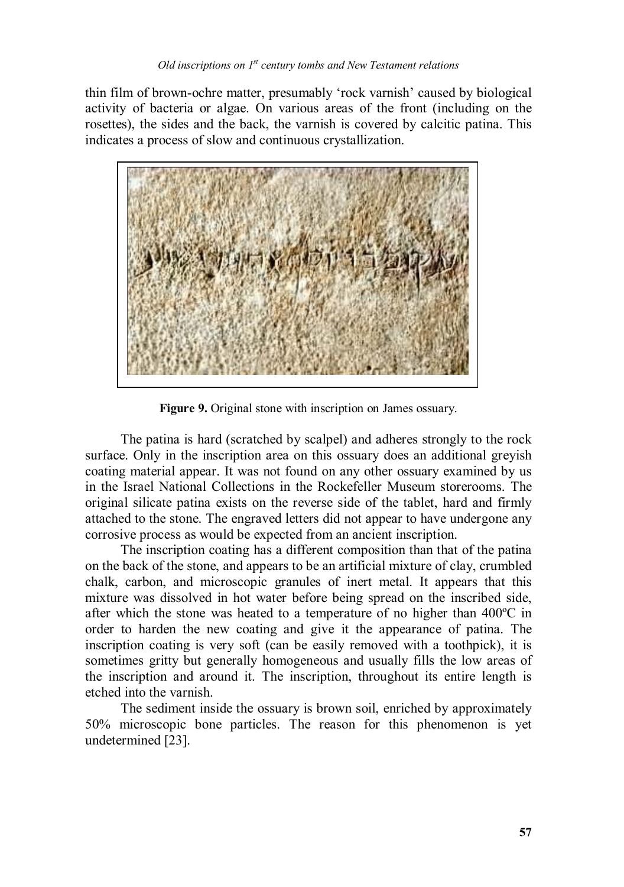thin film of brown-ochre matter, presumably 'rock varnish' caused by biological activity of bacteria or algae. On various areas of the front (including on the rosettes), the sides and the back, the varnish is covered by calcitic patina. This indicates a process of slow and continuous crystallization.

**Figure 9.** Original stone with inscription on James ossuary.

The patina is hard (scratched by scalpel) and adheres strongly to the rock surface. Only in the inscription area on this ossuary does an additional greyish coating material appear. It was not found on any other ossuary examined by us in the Israel National Collections in the Rockefeller Museum storerooms. The original silicate patina exists on the reverse side of the tablet, hard and firmly attached to the stone. The engraved letters did not appear to have undergone any corrosive process as would be expected from an ancient inscription.

The inscription coating has a different composition than that of the patina on the back of the stone, and appears to be an artificial mixture of clay, crumbled chalk, carbon, and microscopic granules of inert metal. It appears that this mixture was dissolved in hot water before being spread on the inscribed side, after which the stone was heated to a temperature of no higher than 400ºC in order to harden the new coating and give it the appearance of patina. The inscription coating is very soft (can be easily removed with a toothpick), it is sometimes gritty but generally homogeneous and usually fills the low areas of the inscription and around it. The inscription, throughout its entire length is etched into the varnish.

The sediment inside the ossuary is brown soil, enriched by approximately 50% microscopic bone particles. The reason for this phenomenon is yet undetermined [23].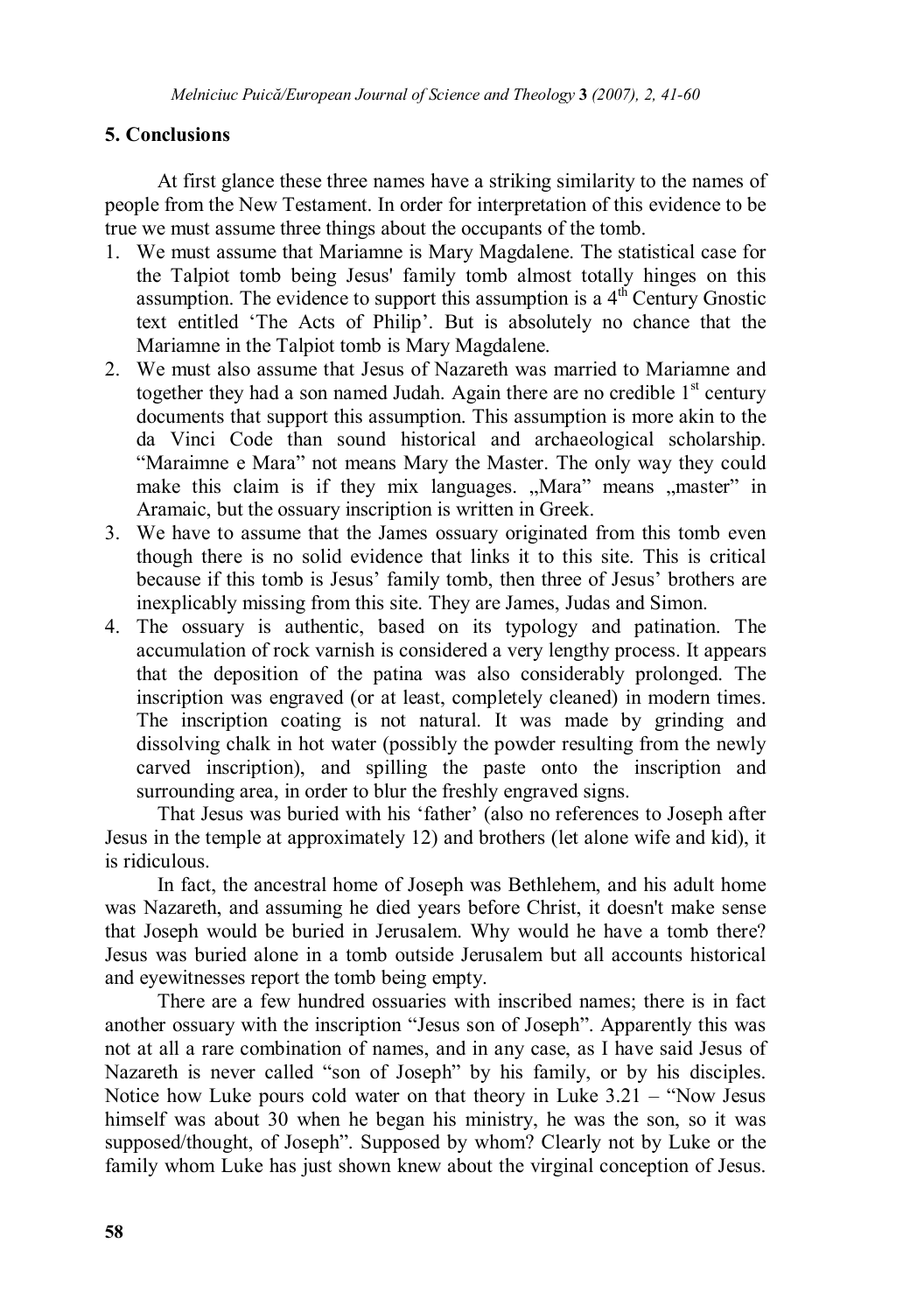## 5. Conclusions

At first glance these three names have a striking similarity to the names of people from the New Testament. In order for interpretation of this evidence to be true we must assume three things about the occupants of the tomb.

1. We must assume that Mariamne is Mary Magdalene. The statistical case for the Talpiot tomb being Jesus' family tomb almost totally hinges on this assumption. The evidence to support this assumption is a 4th Century Gnostic text entitled 'The Acts of Philip'. But is absolutely no chance that the Mariamne in the Talpiot tomb is Mary Magdalene.
2. We must also assume that Jesus of Nazareth was married to Mariamne and together they had a son named Judah. Again there are no credible 1st century documents that support this assumption. This assumption is more akin to the da Vinci Code than sound historical and archaeological scholarship. "Maraimne e Mara" not means Mary the Master. The only way they could make this claim is if they mix languages. „Mara" means „master" in Aramaic, but the ossuary inscription is written in Greek.
3. We have to assume that the James ossuary originated from this tomb even though there is no solid evidence that links it to this site. This is critical because if this tomb is Jesus' family tomb, then three of Jesus' brothers are inexplicably missing from this site. They are James, Judas and Simon.
4. The ossuary is authentic, based on its typology and patination. The accumulation of rock varnish is considered a very lengthy process. It appears that the deposition of the patina was also considerably prolonged. The inscription was engraved (or at least, completely cleaned) in modern times. The inscription coating is not natural. It was made by grinding and dissolving chalk in hot water (possibly the powder resulting from the newly carved inscription), and spilling the paste onto the inscription and surrounding area, in order to blur the freshly engraved signs.

That Jesus was buried with his 'father' (also no references to Joseph after Jesus in the temple at approximately 12) and brothers (let alone wife and kid), it is ridiculous.

In fact, the ancestral home of Joseph was Bethlehem, and his adult home was Nazareth, and assuming he died years before Christ, it doesn't make sense that Joseph would be buried in Jerusalem. Why would he have a tomb there? Jesus was buried alone in a tomb outside Jerusalem but all accounts historical and eyewitnesses report the tomb being empty.

There are a few hundred ossuaries with inscribed names; there is in fact another ossuary with the inscription "Jesus son of Joseph". Apparently this was not at all a rare combination of names, and in any case, as I have said Jesus of Nazareth is never called "son of Joseph" by his family, or by his disciples. Notice how Luke pours cold water on that theory in Luke 3.21 – "Now Jesus himself was about 30 when he began his ministry, he was the son, so it was supposed/thought, of Joseph". Supposed by whom? Clearly not by Luke or the family whom Luke has just shown knew about the virginal conception of Jesus.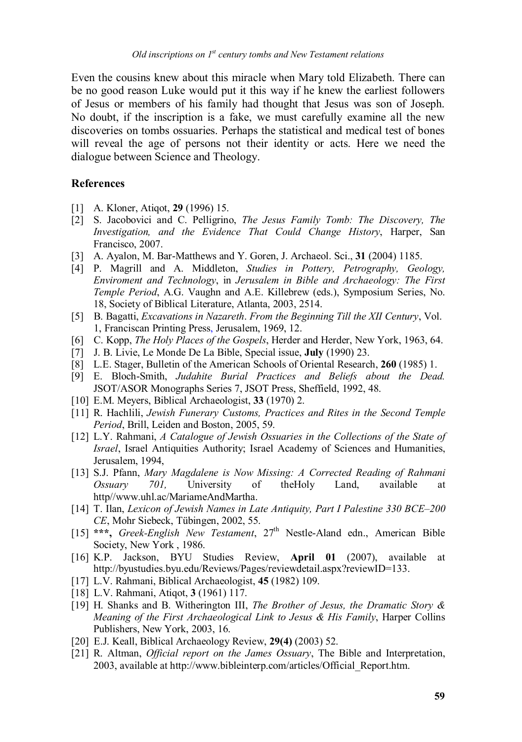Even the cousins knew about this miracle when Mary told Elizabeth. There can be no good reason Luke would put it this way if he knew the earliest followers of Jesus or members of his family had thought that Jesus was son of Joseph. No doubt, if the inscription is a fake, we must carefully examine all the new discoveries on tombs ossuaries. Perhaps the statistical and medical test of bones will reveal the age of persons not their identity or acts. Here we need the dialogue between Science and Theology.

## References

[1] A. Kloner, Atiqot, **29** (1996) 15.

[2] S. Jacobovici and C. Pelligrino, *The Jesus Family Tomb: The Discovery, The Investigation, and the Evidence That Could Change History*, Harper, San Francisco, 2007.

[3] A. Ayalon, M. Bar-Matthews and Y. Goren, J. Archaeol. Sci., **31** (2004) 1185.

[4] P. Magrill and A. Middleton, *Studies in Pottery, Petrography, Geology, Enviroment and Technology*, in *Jerusalem in Bible and Archaeology: The First Temple Period*, A.G. Vaughn and A.E. Killebrew (eds.), Symposium Series, No. 18, Society of Biblical Literature, Atlanta, 2003, 2514.

[5] B. Bagatti, *Excavations in Nazareth. From the Beginning Till the XII Century*, Vol. 1, Franciscan Printing Press, Jerusalem, 1969, 12.

[6] C. Kopp, *The Holy Places of the Gospels*, Herder and Herder, New York, 1963, 64.

[7] J. B. Livie, Le Monde De La Bible, Special issue, **July** (1990) 23.

[8] L.E. Stager, Bulletin of the American Schools of Oriental Research, **260** (1985) 1.

[9] E. Bloch-Smith, *Judahite Burial Practices and Beliefs about the Dead.* JSOT/ASOR Monographs Series 7, JSOT Press, Sheffield, 1992, 48.

[10] E.M. Meyers, Biblical Archaeologist, **33** (1970) 2.

[11] R. Hachlili, *Jewish Funerary Customs, Practices and Rites in the Second Temple Period*, Brill, Leiden and Boston, 2005, 59.

[12] L.Y. Rahmani, *A Catalogue of Jewish Ossuaries in the Collections of the State of Israel*, Israel Antiquities Authority; Israel Academy of Sciences and Humanities, Jerusalem, 1994,

[13] S.J. Pfann, *Mary Magdalene is Now Missing: A Corrected Reading of Rahmani Ossuary 701,* University of theHoly Land, available at http//www.uhl.ac/MariameAndMartha.

[14] T. Ilan, *Lexicon of Jewish Names in Late Antiquity, Part I Palestine 330 BCE–200 CE*, Mohr Siebeck, Tübingen, 2002, 55.

[15] **\*\*\*,** *Greek-English New Testament*, 27th Nestle-Aland edn., American Bible Society, New York , 1986.

[16] K.P. Jackson, BYU Studies Review, **April 01** (2007), available at http://byustudies.byu.edu/Reviews/Pages/reviewdetail.aspx?reviewID=133.

[17] L.V. Rahmani, Biblical Archaeologist, **45** (1982) 109.

[18] L.V. Rahmani, Atiqot, **3** (1961) 117.

[19] H. Shanks and B. Witherington III, *The Brother of Jesus, the Dramatic Story & Meaning of the First Archaeological Link to Jesus & His Family*, Harper Collins Publishers, New York, 2003, 16.

[20] E.J. Keall, Biblical Archaeology Review, **29(4)** (2003) 52.

[21] R. Altman, *Official report on the James Ossuary*, The Bible and Interpretation, 2003, available at http://www.bibleinterp.com/articles/Official_Report.htm.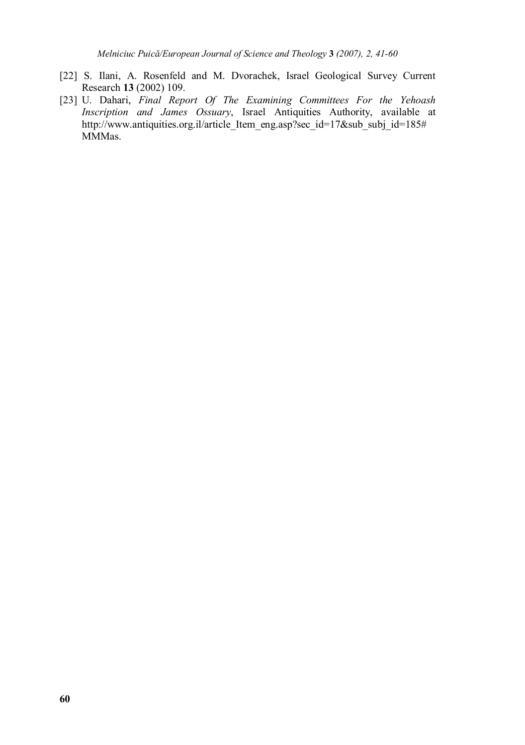[22] S. Ilani, A. Rosenfeld and M. Dvorachek, Israel Geological Survey Current Research **13** (2002) 109.

[23] U. Dahari, *Final Report Of The Examining Committees For the Yehoash Inscription and James Ossuary*, Israel Antiquities Authority, available at http://www.antiquities.org.il/article_Item_eng.asp?sec_id=17&sub_subj_id=185#MMMas.